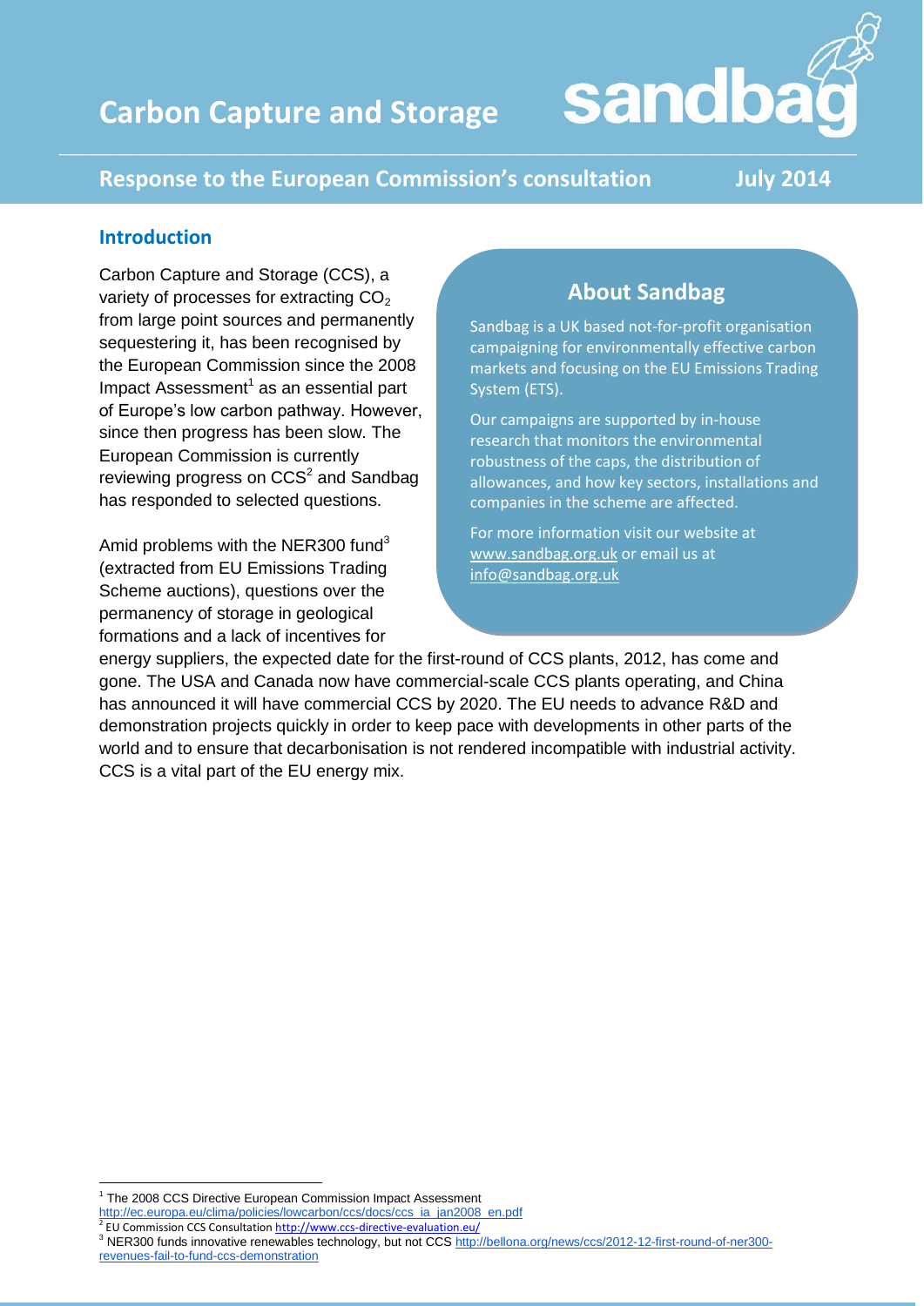# Carbon Capture and Storage

**Response to the European Commission's consultation** **July 2014**

## Introduction

Carbon Capture and Storage (CCS), a variety of processes for extracting $CO_2$ from large point sources and permanently sequestering it, has been recognised by the European Commission since the 2008 Impact Assessment[1] as an essential part of Europe's low carbon pathway. However, since then progress has been slow. The European Commission is currently reviewing progress on CCS[2] and Sandbag has responded to selected questions.

Amid problems with the NER300 fund[3] (extracted from EU Emissions Trading Scheme auctions), questions over the permanency of storage in geological formations and a lack of incentives for energy suppliers, the expected date for the first-round of CCS plants, 2012, has come and gone. The USA and Canada now have commercial-scale CCS plants operating, and China has announced it will have commercial CCS by 2020. The EU needs to advance R&D and demonstration projects quickly in order to keep pace with developments in other parts of the world and to ensure that decarbonisation is not rendered incompatible with industrial activity. CCS is a vital part of the EU energy mix.

## About Sandbag

Sandbag is a UK based not-for-profit organisation campaigning for environmentally effective carbon markets and focusing on the EU Emissions Trading System (ETS).

Our campaigns are supported by in-house research that monitors the environmental robustness of the caps, the distribution of allowances, and how key sectors, installations and companies in the scheme are affected.

For more information visit our website at www.sandbag.org.uk or email us at info@sandbag.org.uk

---

[1] The 2008 CCS Directive European Commission Impact Assessment http://ec.europa.eu/clima/policies/lowcarbon/ccs/docs/ccs_ia_jan2008_en.pdf

[2] EU Commission CCS Consultation http://www.ccs-directive-evaluation.eu/

[3] NER300 funds innovative renewables technology, but not CCS http://bellona.org/news/ccs/2012-12-first-round-of-ner300-revenues-fail-to-fund-ccs-demonstration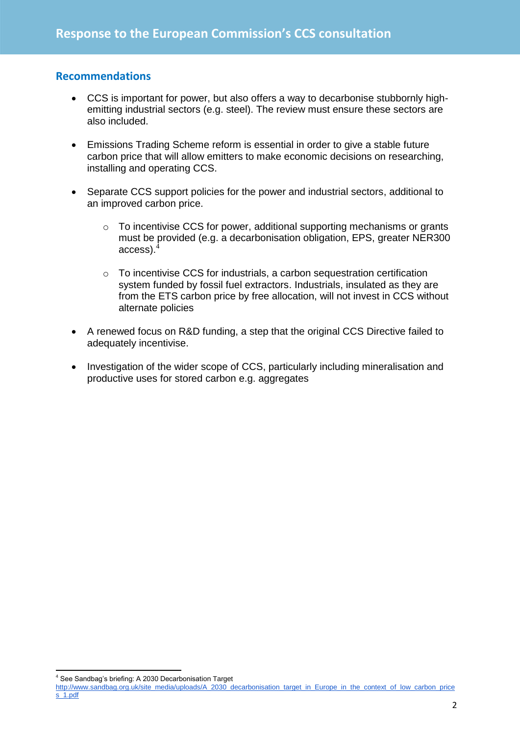## Recommendations

- CCS is important for power, but also offers a way to decarbonise stubbornly high-emitting industrial sectors (e.g. steel). The review must ensure these sectors are also included.

- Emissions Trading Scheme reform is essential in order to give a stable future carbon price that will allow emitters to make economic decisions on researching, installing and operating CCS.

- Separate CCS support policies for the power and industrial sectors, additional to an improved carbon price.

  - To incentivise CCS for power, additional supporting mechanisms or grants must be provided (e.g. a decarbonisation obligation, EPS, greater NER300 access).[4]

  - To incentivise CCS for industrials, a carbon sequestration certification system funded by fossil fuel extractors. Industrials, insulated as they are from the ETS carbon price by free allocation, will not invest in CCS without alternate policies

- A renewed focus on R&D funding, a step that the original CCS Directive failed to adequately incentivise.

- Investigation of the wider scope of CCS, particularly including mineralisation and productive uses for stored carbon e.g. aggregates

---

[4] See Sandbag's briefing: A 2030 Decarbonisation Target http://www.sandbag.org.uk/site_media/uploads/A_2030_decarbonisation_target_in_Europe_in_the_context_of_low_carbon_prices_1.pdf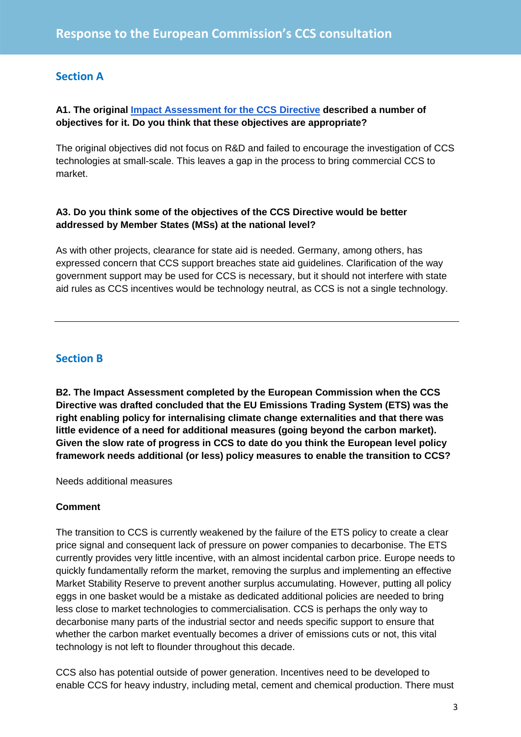## Section A

**A1. The original [Impact Assessment for the CCS Directive] described a number of objectives for it. Do you think that these objectives are appropriate?**

The original objectives did not focus on R&D and failed to encourage the investigation of CCS technologies at small-scale. This leaves a gap in the process to bring commercial CCS to market.

**A3. Do you think some of the objectives of the CCS Directive would be better addressed by Member States (MSs) at the national level?**

As with other projects, clearance for state aid is needed. Germany, among others, has expressed concern that CCS support breaches state aid guidelines. Clarification of the way government support may be used for CCS is necessary, but it should not interfere with state aid rules as CCS incentives would be technology neutral, as CCS is not a single technology.

---

## Section B

**B2. The Impact Assessment completed by the European Commission when the CCS Directive was drafted concluded that the EU Emissions Trading System (ETS) was the right enabling policy for internalising climate change externalities and that there was little evidence of a need for additional measures (going beyond the carbon market). Given the slow rate of progress in CCS to date do you think the European level policy framework needs additional (or less) policy measures to enable the transition to CCS?**

Needs additional measures

**Comment**

The transition to CCS is currently weakened by the failure of the ETS policy to create a clear price signal and consequent lack of pressure on power companies to decarbonise. The ETS currently provides very little incentive, with an almost incidental carbon price. Europe needs to quickly fundamentally reform the market, removing the surplus and implementing an effective Market Stability Reserve to prevent another surplus accumulating. However, putting all policy eggs in one basket would be a mistake as dedicated additional policies are needed to bring less close to market technologies to commercialisation. CCS is perhaps the only way to decarbonise many parts of the industrial sector and needs specific support to ensure that whether the carbon market eventually becomes a driver of emissions cuts or not, this vital technology is not left to flounder throughout this decade.

CCS also has potential outside of power generation. Incentives need to be developed to enable CCS for heavy industry, including metal, cement and chemical production. There must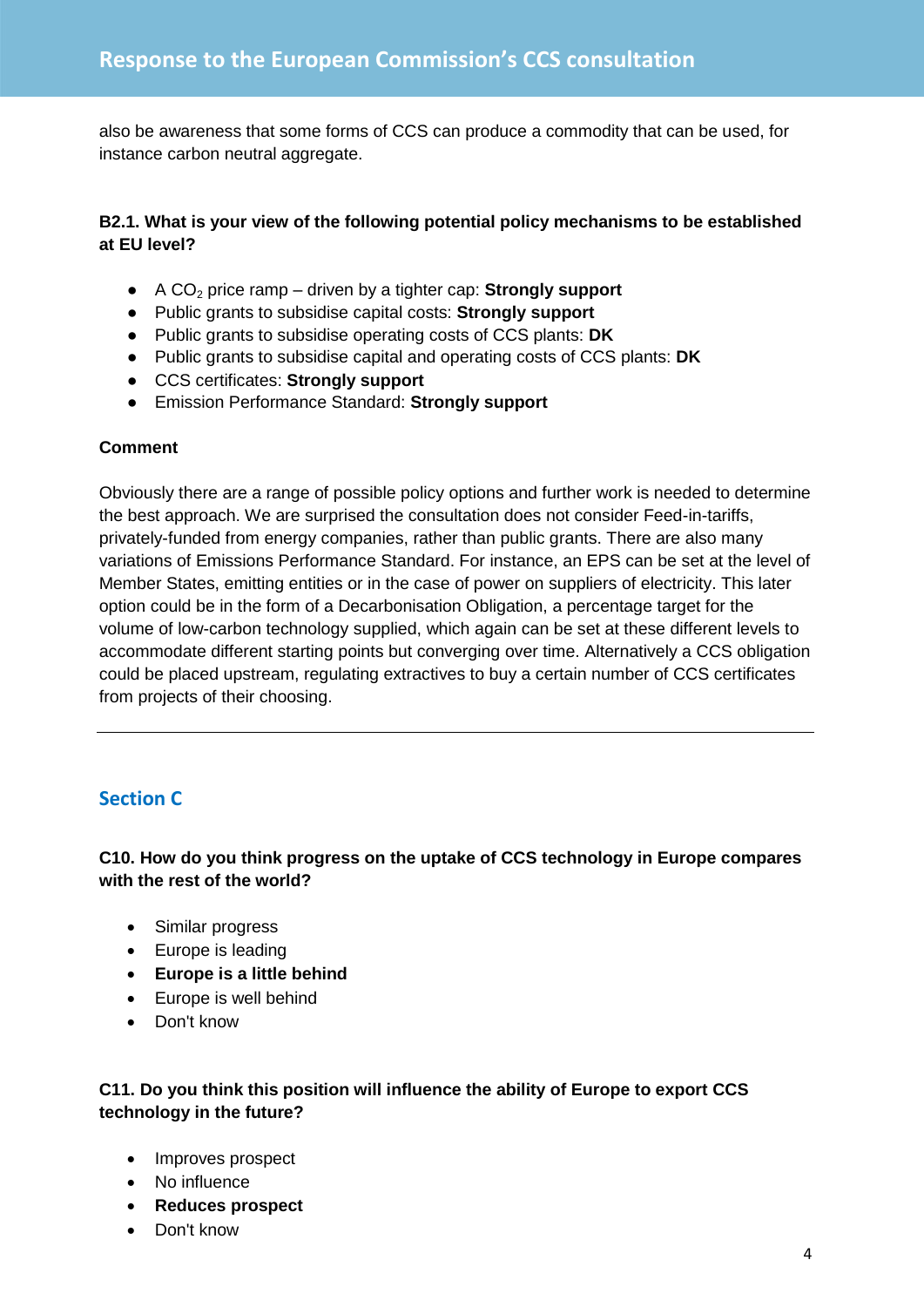also be awareness that some forms of CCS can produce a commodity that can be used, for instance carbon neutral aggregate.

**B2.1. What is your view of the following potential policy mechanisms to be established at EU level?**

- A $CO_2$ price ramp – driven by a tighter cap: **Strongly support**
- Public grants to subsidise capital costs: **Strongly support**
- Public grants to subsidise operating costs of CCS plants: **DK**
- Public grants to subsidise capital and operating costs of CCS plants: **DK**
- CCS certificates: **Strongly support**
- Emission Performance Standard: **Strongly support**

**Comment**

Obviously there are a range of possible policy options and further work is needed to determine the best approach. We are surprised the consultation does not consider Feed-in-tariffs, privately-funded from energy companies, rather than public grants. There are also many variations of Emissions Performance Standard. For instance, an EPS can be set at the level of Member States, emitting entities or in the case of power on suppliers of electricity. This later option could be in the form of a Decarbonisation Obligation, a percentage target for the volume of low-carbon technology supplied, which again can be set at these different levels to accommodate different starting points but converging over time. Alternatively a CCS obligation could be placed upstream, regulating extractives to buy a certain number of CCS certificates from projects of their choosing.

---

## Section C

**C10. How do you think progress on the uptake of CCS technology in Europe compares with the rest of the world?**

- Similar progress
- Europe is leading
- **Europe is a little behind**
- Europe is well behind
- Don't know

**C11. Do you think this position will influence the ability of Europe to export CCS technology in the future?**

- Improves prospect
- No influence
- **Reduces prospect**
- Don't know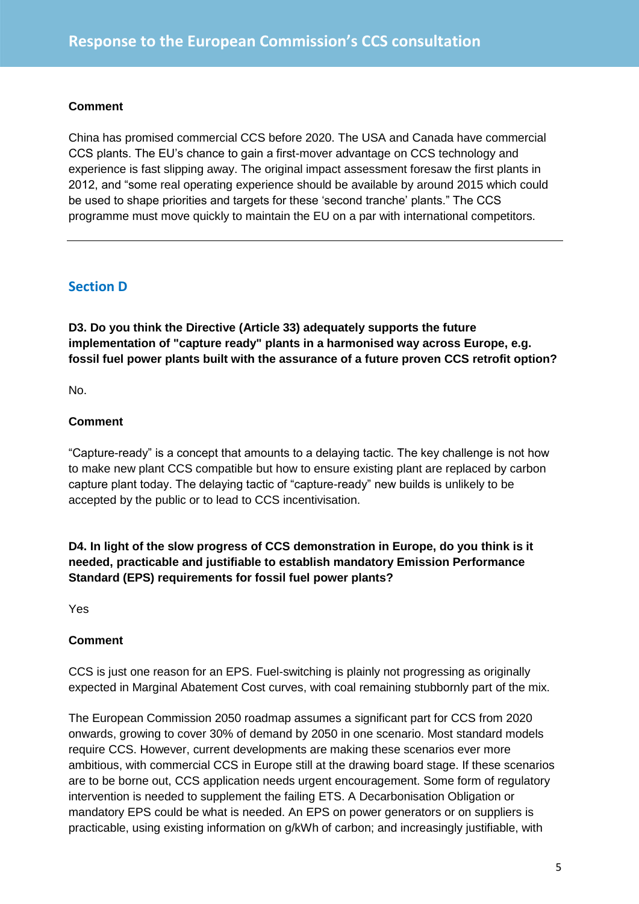**Comment**

China has promised commercial CCS before 2020. The USA and Canada have commercial CCS plants. The EU's chance to gain a first-mover advantage on CCS technology and experience is fast slipping away. The original impact assessment foresaw the first plants in 2012, and "some real operating experience should be available by around 2015 which could be used to shape priorities and targets for these 'second tranche' plants." The CCS programme must move quickly to maintain the EU on a par with international competitors.

---

## Section D

**D3. Do you think the Directive (Article 33) adequately supports the future implementation of "capture ready" plants in a harmonised way across Europe, e.g. fossil fuel power plants built with the assurance of a future proven CCS retrofit option?**

No.

**Comment**

"Capture-ready" is a concept that amounts to a delaying tactic. The key challenge is not how to make new plant CCS compatible but how to ensure existing plant are replaced by carbon capture plant today. The delaying tactic of "capture-ready" new builds is unlikely to be accepted by the public or to lead to CCS incentivisation.

**D4. In light of the slow progress of CCS demonstration in Europe, do you think is it needed, practicable and justifiable to establish mandatory Emission Performance Standard (EPS) requirements for fossil fuel power plants?**

Yes

**Comment**

CCS is just one reason for an EPS. Fuel-switching is plainly not progressing as originally expected in Marginal Abatement Cost curves, with coal remaining stubbornly part of the mix.

The European Commission 2050 roadmap assumes a significant part for CCS from 2020 onwards, growing to cover 30% of demand by 2050 in one scenario. Most standard models require CCS. However, current developments are making these scenarios ever more ambitious, with commercial CCS in Europe still at the drawing board stage. If these scenarios are to be borne out, CCS application needs urgent encouragement. Some form of regulatory intervention is needed to supplement the failing ETS. A Decarbonisation Obligation or mandatory EPS could be what is needed. An EPS on power generators or on suppliers is practicable, using existing information on g/kWh of carbon; and increasingly justifiable, with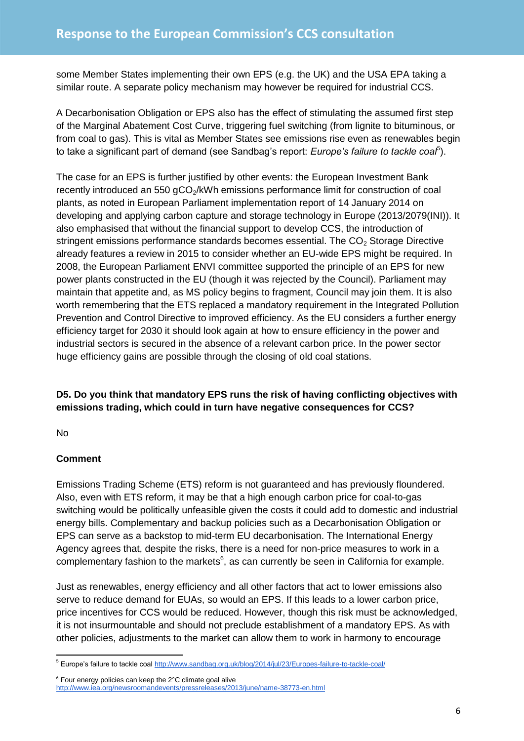some Member States implementing their own EPS (e.g. the UK) and the USA EPA taking a similar route. A separate policy mechanism may however be required for industrial CCS.

A Decarbonisation Obligation or EPS also has the effect of stimulating the assumed first step of the Marginal Abatement Cost Curve, triggering fuel switching (from lignite to bituminous, or from coal to gas). This is vital as Member States see emissions rise even as renewables begin to take a significant part of demand (see Sandbag's report: *Europe's failure to tackle coal*[5]).

The case for an EPS is further justified by other events: the European Investment Bank recently introduced an 550 $gCO_2$/kWh emissions performance limit for construction of coal plants, as noted in European Parliament implementation report of 14 January 2014 on developing and applying carbon capture and storage technology in Europe (2013/2079(INI)). It also emphasised that without the financial support to develop CCS, the introduction of stringent emissions performance standards becomes essential. The $CO_2$ Storage Directive already features a review in 2015 to consider whether an EU-wide EPS might be required. In 2008, the European Parliament ENVI committee supported the principle of an EPS for new power plants constructed in the EU (though it was rejected by the Council). Parliament may maintain that appetite and, as MS policy begins to fragment, Council may join them. It is also worth remembering that the ETS replaced a mandatory requirement in the Integrated Pollution Prevention and Control Directive to improved efficiency. As the EU considers a further energy efficiency target for 2030 it should look again at how to ensure efficiency in the power and industrial sectors is secured in the absence of a relevant carbon price. In the power sector huge efficiency gains are possible through the closing of old coal stations.

**D5. Do you think that mandatory EPS runs the risk of having conflicting objectives with emissions trading, which could in turn have negative consequences for CCS?**

No

**Comment**

Emissions Trading Scheme (ETS) reform is not guaranteed and has previously floundered. Also, even with ETS reform, it may be that a high enough carbon price for coal-to-gas switching would be politically unfeasible given the costs it could add to domestic and industrial energy bills. Complementary and backup policies such as a Decarbonisation Obligation or EPS can serve as a backstop to mid-term EU decarbonisation. The International Energy Agency agrees that, despite the risks, there is a need for non-price measures to work in a complementary fashion to the markets[6], as can currently be seen in California for example.

Just as renewables, energy efficiency and all other factors that act to lower emissions also serve to reduce demand for EUAs, so would an EPS. If this leads to a lower carbon price, price incentives for CCS would be reduced. However, though this risk must be acknowledged, it is not insurmountable and should not preclude establishment of a mandatory EPS. As with other policies, adjustments to the market can allow them to work in harmony to encourage

[5] Europe's failure to tackle coal http://www.sandbag.org.uk/blog/2014/jul/23/Europes-failure-to-tackle-coal/

[6] Four energy policies can keep the 2°C climate goal alive http://www.iea.org/newsroomandevents/pressreleases/2013/june/name-38773-en.html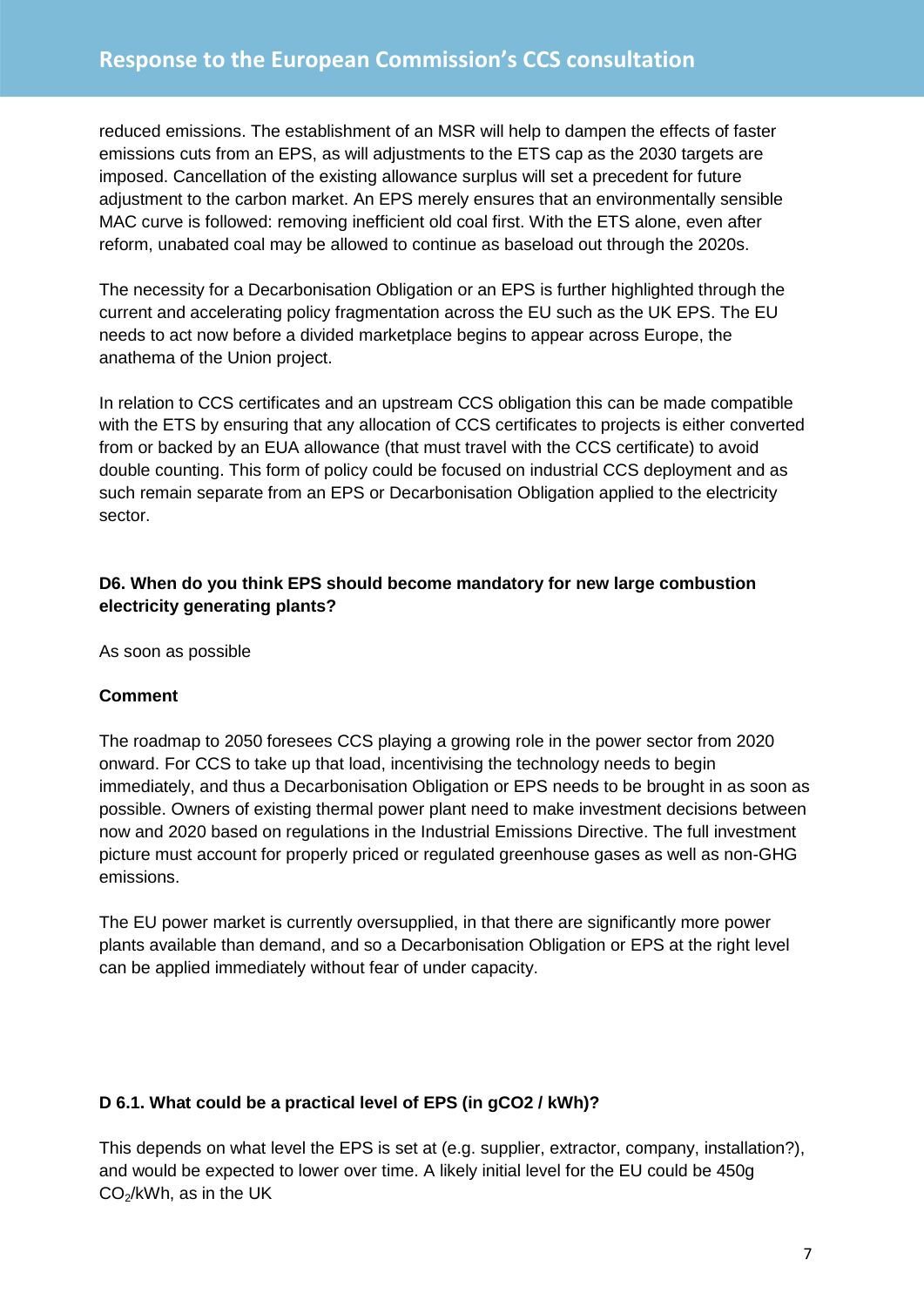reduced emissions. The establishment of an MSR will help to dampen the effects of faster emissions cuts from an EPS, as will adjustments to the ETS cap as the 2030 targets are imposed. Cancellation of the existing allowance surplus will set a precedent for future adjustment to the carbon market. An EPS merely ensures that an environmentally sensible MAC curve is followed: removing inefficient old coal first. With the ETS alone, even after reform, unabated coal may be allowed to continue as baseload out through the 2020s.

The necessity for a Decarbonisation Obligation or an EPS is further highlighted through the current and accelerating policy fragmentation across the EU such as the UK EPS. The EU needs to act now before a divided marketplace begins to appear across Europe, the anathema of the Union project.

In relation to CCS certificates and an upstream CCS obligation this can be made compatible with the ETS by ensuring that any allocation of CCS certificates to projects is either converted from or backed by an EUA allowance (that must travel with the CCS certificate) to avoid double counting. This form of policy could be focused on industrial CCS deployment and as such remain separate from an EPS or Decarbonisation Obligation applied to the electricity sector.

**D6. When do you think EPS should become mandatory for new large combustion electricity generating plants?**

As soon as possible

**Comment**

The roadmap to 2050 foresees CCS playing a growing role in the power sector from 2020 onward. For CCS to take up that load, incentivising the technology needs to begin immediately, and thus a Decarbonisation Obligation or EPS needs to be brought in as soon as possible. Owners of existing thermal power plant need to make investment decisions between now and 2020 based on regulations in the Industrial Emissions Directive. The full investment picture must account for properly priced or regulated greenhouse gases as well as non-GHG emissions.

The EU power market is currently oversupplied, in that there are significantly more power plants available than demand, and so a Decarbonisation Obligation or EPS at the right level can be applied immediately without fear of under capacity.

**D 6.1. What could be a practical level of EPS (in gCO2 / kWh)?**

This depends on what level the EPS is set at (e.g. supplier, extractor, company, installation?), and would be expected to lower over time. A likely initial level for the EU could be 450g $CO_2$/kWh, as in the UK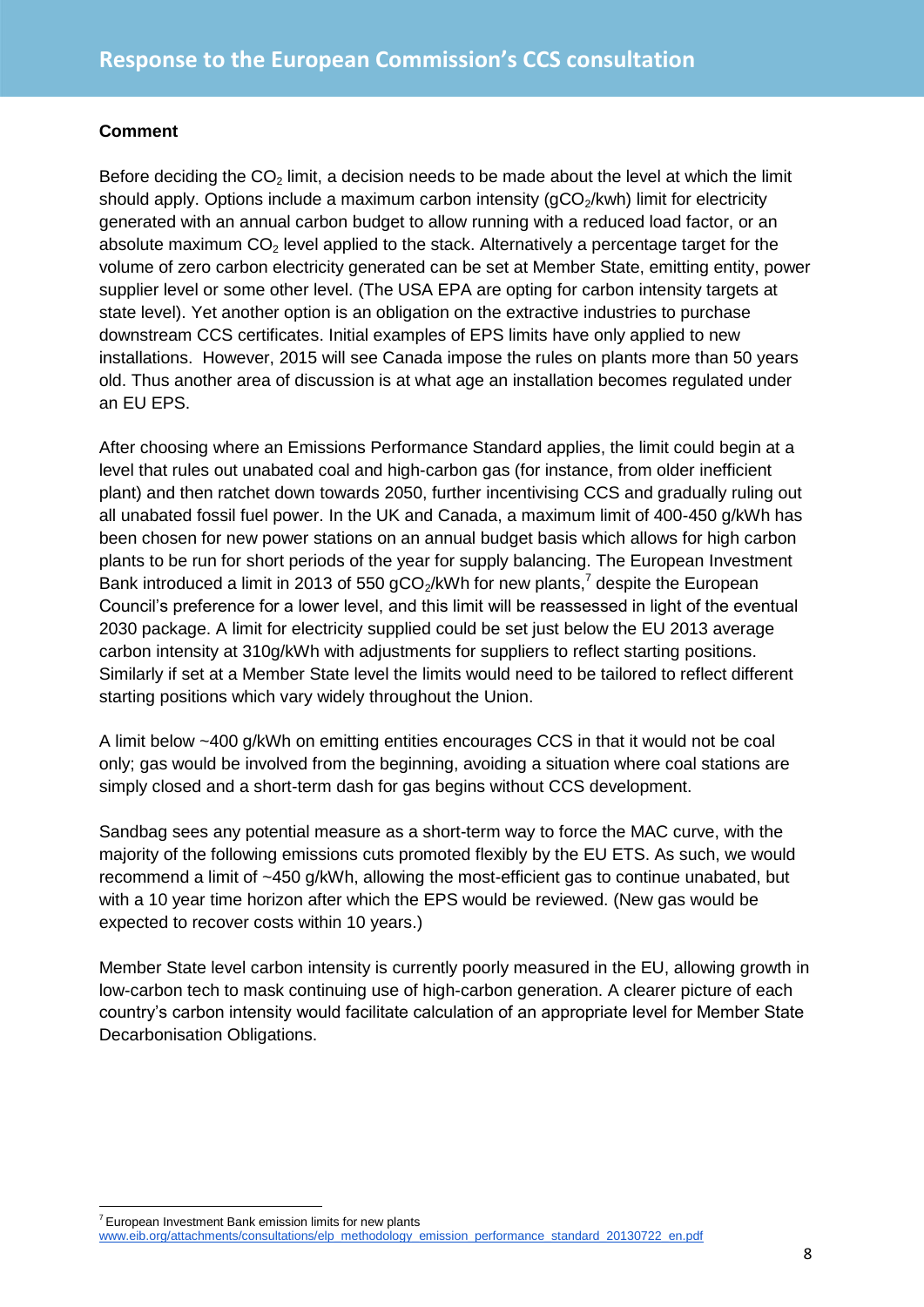**Comment**

Before deciding the $CO_2$ limit, a decision needs to be made about the level at which the limit should apply. Options include a maximum carbon intensity ($gCO_2$/kwh) limit for electricity generated with an annual carbon budget to allow running with a reduced load factor, or an absolute maximum $CO_2$ level applied to the stack. Alternatively a percentage target for the volume of zero carbon electricity generated can be set at Member State, emitting entity, power supplier level or some other level. (The USA EPA are opting for carbon intensity targets at state level). Yet another option is an obligation on the extractive industries to purchase downstream CCS certificates. Initial examples of EPS limits have only applied to new installations. However, 2015 will see Canada impose the rules on plants more than 50 years old. Thus another area of discussion is at what age an installation becomes regulated under an EU EPS.

After choosing where an Emissions Performance Standard applies, the limit could begin at a level that rules out unabated coal and high-carbon gas (for instance, from older inefficient plant) and then ratchet down towards 2050, further incentivising CCS and gradually ruling out all unabated fossil fuel power. In the UK and Canada, a maximum limit of 400-450 g/kWh has been chosen for new power stations on an annual budget basis which allows for high carbon plants to be run for short periods of the year for supply balancing. The European Investment Bank introduced a limit in 2013 of 550 $gCO_2$/kWh for new plants,[7] despite the European Council's preference for a lower level, and this limit will be reassessed in light of the eventual 2030 package. A limit for electricity supplied could be set just below the EU 2013 average carbon intensity at 310g/kWh with adjustments for suppliers to reflect starting positions. Similarly if set at a Member State level the limits would need to be tailored to reflect different starting positions which vary widely throughout the Union.

A limit below ~400 g/kWh on emitting entities encourages CCS in that it would not be coal only; gas would be involved from the beginning, avoiding a situation where coal stations are simply closed and a short-term dash for gas begins without CCS development.

Sandbag sees any potential measure as a short-term way to force the MAC curve, with the majority of the following emissions cuts promoted flexibly by the EU ETS. As such, we would recommend a limit of ~450 g/kWh, allowing the most-efficient gas to continue unabated, but with a 10 year time horizon after which the EPS would be reviewed. (New gas would be expected to recover costs within 10 years.)

Member State level carbon intensity is currently poorly measured in the EU, allowing growth in low-carbon tech to mask continuing use of high-carbon generation. A clearer picture of each country's carbon intensity would facilitate calculation of an appropriate level for Member State Decarbonisation Obligations.

---

[7] European Investment Bank emission limits for new plants
www.eib.org/attachments/consultations/elp_methodology_emission_performance_standard_20130722_en.pdf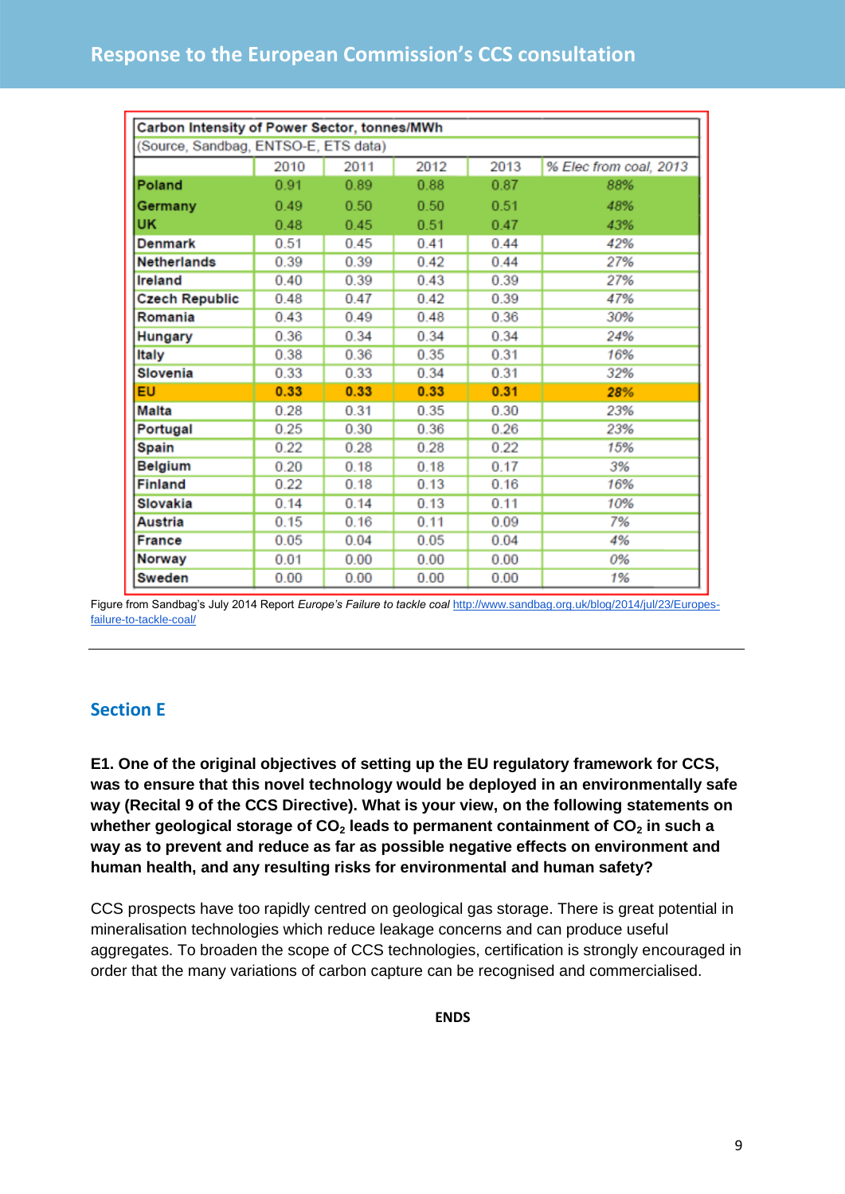| Carbon Intensity of Power Sector, tonnes/MWh | | | | | |
|---|---|---|---|---|---|
| (Source, Sandbag, ENTSO-E, ETS data) | | | | | |
| | 2010 | 2011 | 2012 | 2013 | *% Elec from coal, 2013* |
| **Poland** | 0.91 | 0.89 | 0.88 | 0.87 | *88%* |
| **Germany** | 0.49 | 0.50 | 0.50 | 0.51 | *48%* |
| **UK** | 0.48 | 0.45 | 0.51 | 0.47 | *43%* |
| **Denmark** | 0.51 | 0.45 | 0.41 | 0.44 | *42%* |
| **Netherlands** | 0.39 | 0.39 | 0.42 | 0.44 | *27%* |
| **Ireland** | 0.40 | 0.39 | 0.43 | 0.39 | *27%* |
| **Czech Republic** | 0.48 | 0.47 | 0.42 | 0.39 | *47%* |
| **Romania** | 0.43 | 0.49 | 0.48 | 0.36 | *30%* |
| **Hungary** | 0.36 | 0.34 | 0.34 | 0.34 | *24%* |
| **Italy** | 0.38 | 0.36 | 0.35 | 0.31 | *16%* |
| **Slovenia** | 0.33 | 0.33 | 0.34 | 0.31 | *32%* |
| **EU** | **0.33** | **0.33** | **0.33** | **0.31** | ***28%*** |
| **Malta** | 0.28 | 0.31 | 0.35 | 0.30 | *23%* |
| **Portugal** | 0.25 | 0.30 | 0.36 | 0.26 | *23%* |
| **Spain** | 0.22 | 0.28 | 0.28 | 0.22 | *15%* |
| **Belgium** | 0.20 | 0.18 | 0.18 | 0.17 | *3%* |
| **Finland** | 0.22 | 0.18 | 0.13 | 0.16 | *16%* |
| **Slovakia** | 0.14 | 0.14 | 0.13 | 0.11 | *10%* |
| **Austria** | 0.15 | 0.16 | 0.11 | 0.09 | *7%* |
| **France** | 0.05 | 0.04 | 0.05 | 0.04 | *4%* |
| **Norway** | 0.01 | 0.00 | 0.00 | 0.00 | *0%* |
| **Sweden** | 0.00 | 0.00 | 0.00 | 0.00 | *1%* |

Figure from Sandbag's July 2014 Report *Europe's Failure to tackle coal* http://www.sandbag.org.uk/blog/2014/jul/23/Europes-failure-to-tackle-coal/

---

## Section E

**E1. One of the original objectives of setting up the EU regulatory framework for CCS, was to ensure that this novel technology would be deployed in an environmentally safe way (Recital 9 of the CCS Directive). What is your view, on the following statements on whether geological storage of $CO_2$ leads to permanent containment of $CO_2$ in such a way as to prevent and reduce as far as possible negative effects on environment and human health, and any resulting risks for environmental and human safety?**

CCS prospects have too rapidly centred on geological gas storage. There is great potential in mineralisation technologies which reduce leakage concerns and can produce useful aggregates. To broaden the scope of CCS technologies, certification is strongly encouraged in order that the many variations of carbon capture can be recognised and commercialised.

**ENDS**